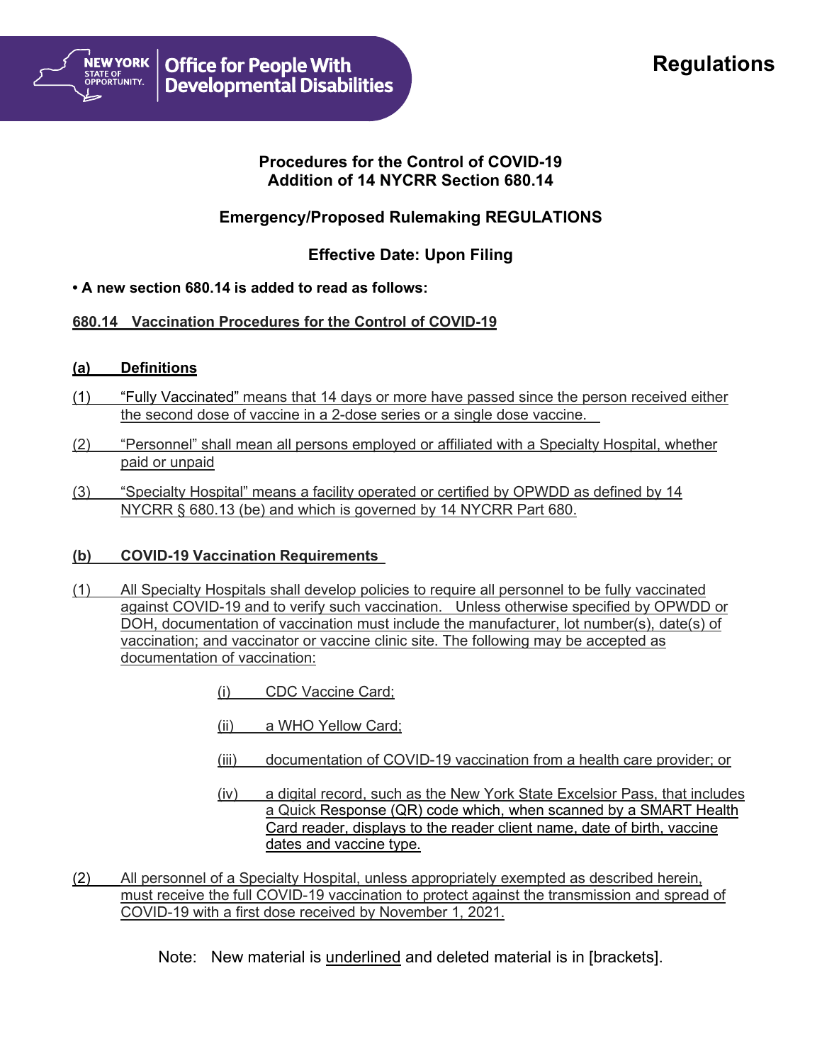Office for People With Developmental Disabilities

# Regulations

## Procedures for the Control of COVID-19
## Addition of 14 NYCRR Section 680.14

## Emergency/Proposed Rulemaking REGULATIONS

## Effective Date: Upon Filing

**• A new section 680.14 is added to read as follows:**

**680.14 Vaccination Procedures for the Control of COVID-19**

**(a) Definitions**

(1) "Fully Vaccinated" means that 14 days or more have passed since the person received either the second dose of vaccine in a 2-dose series or a single dose vaccine.

(2) "Personnel" shall mean all persons employed or affiliated with a Specialty Hospital, whether paid or unpaid

(3) "Specialty Hospital" means a facility operated or certified by OPWDD as defined by 14 NYCRR § 680.13 (be) and which is governed by 14 NYCRR Part 680.

**(b) COVID-19 Vaccination Requirements**

(1) All Specialty Hospitals shall develop policies to require all personnel to be fully vaccinated against COVID-19 and to verify such vaccination. Unless otherwise specified by OPWDD or DOH, documentation of vaccination must include the manufacturer, lot number(s), date(s) of vaccination; and vaccinator or vaccine clinic site. The following may be accepted as documentation of vaccination:

- (i) CDC Vaccine Card;
- (ii) a WHO Yellow Card;
- (iii) documentation of COVID-19 vaccination from a health care provider; or
- (iv) a digital record, such as the New York State Excelsior Pass, that includes a Quick Response (QR) code which, when scanned by a SMART Health Card reader, displays to the reader client name, date of birth, vaccine dates and vaccine type.

(2) All personnel of a Specialty Hospital, unless appropriately exempted as described herein, must receive the full COVID-19 vaccination to protect against the transmission and spread of COVID-19 with a first dose received by November 1, 2021.

Note: New material is underlined and deleted material is in [brackets].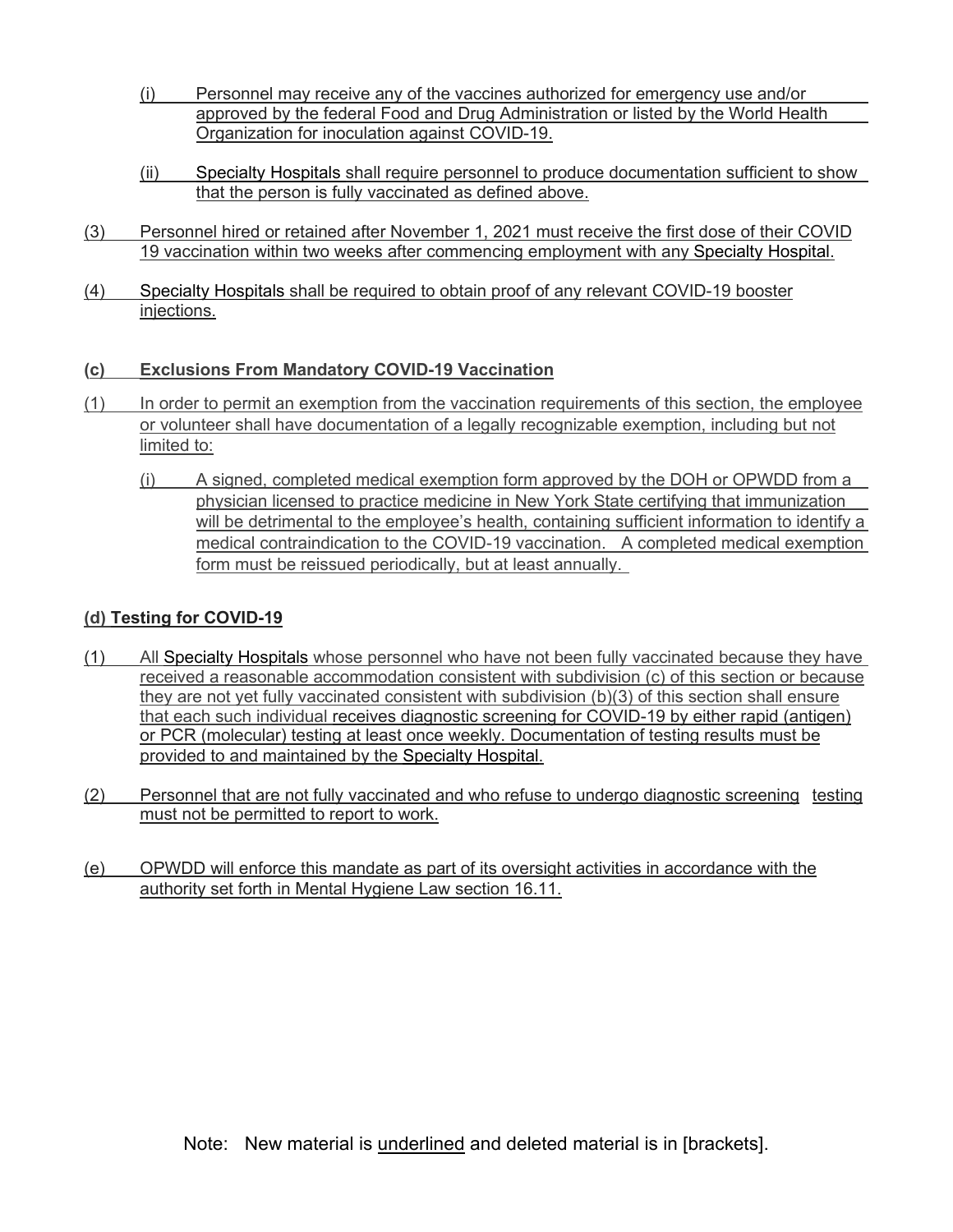(i) Personnel may receive any of the vaccines authorized for emergency use and/or approved by the federal Food and Drug Administration or listed by the World Health Organization for inoculation against COVID-19.

(ii) Specialty Hospitals shall require personnel to produce documentation sufficient to show that the person is fully vaccinated as defined above.

(3) Personnel hired or retained after November 1, 2021 must receive the first dose of their COVID 19 vaccination within two weeks after commencing employment with any Specialty Hospital.

(4) Specialty Hospitals shall be required to obtain proof of any relevant COVID-19 booster injections.

**(c) Exclusions From Mandatory COVID-19 Vaccination**

(1) In order to permit an exemption from the vaccination requirements of this section, the employee or volunteer shall have documentation of a legally recognizable exemption, including but not limited to:

(i) A signed, completed medical exemption form approved by the DOH or OPWDD from a physician licensed to practice medicine in New York State certifying that immunization will be detrimental to the employee's health, containing sufficient information to identify a medical contraindication to the COVID-19 vaccination. A completed medical exemption form must be reissued periodically, but at least annually.

**(d) Testing for COVID-19**

(1) All Specialty Hospitals whose personnel who have not been fully vaccinated because they have received a reasonable accommodation consistent with subdivision (c) of this section or because they are not yet fully vaccinated consistent with subdivision (b)(3) of this section shall ensure that each such individual receives diagnostic screening for COVID-19 by either rapid (antigen) or PCR (molecular) testing at least once weekly. Documentation of testing results must be provided to and maintained by the Specialty Hospital.

(2) Personnel that are not fully vaccinated and who refuse to undergo diagnostic screening testing must not be permitted to report to work.

(e) OPWDD will enforce this mandate as part of its oversight activities in accordance with the authority set forth in Mental Hygiene Law section 16.11.

Note: New material is underlined and deleted material is in [brackets].